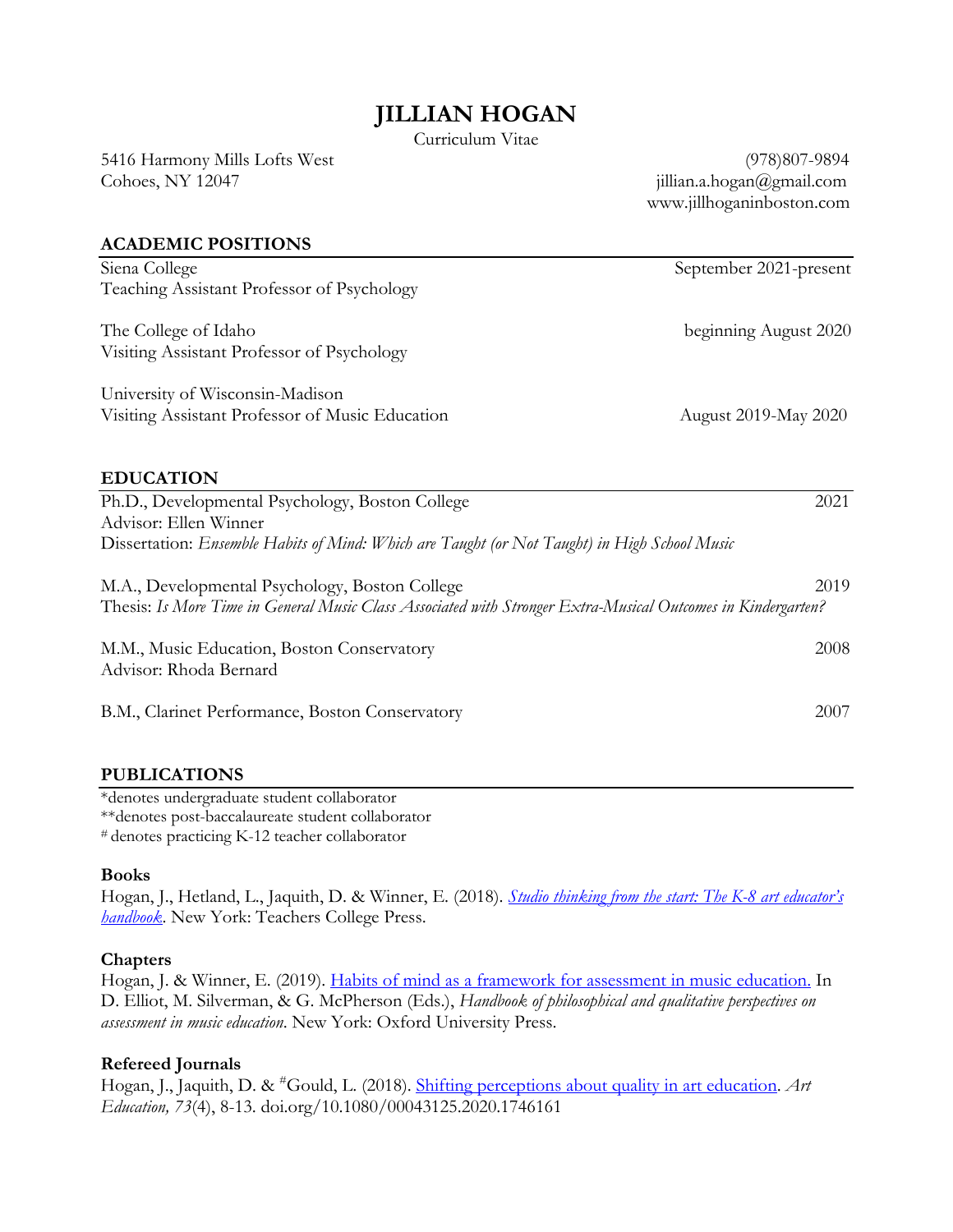# JILLIAN HOGAN

Curriculum Vitae

5416 Harmony Mills Lofts West
Cohoes, NY 12047

(978)807-9894
jillian.a.hogan@gmail.com
www.jillhoganinboston.com

## ACADEMIC POSITIONS

Siena College — September 2021-present
Teaching Assistant Professor of Psychology

The College of Idaho — beginning August 2020
Visiting Assistant Professor of Psychology

University of Wisconsin-Madison
Visiting Assistant Professor of Music Education — August 2019-May 2020

## EDUCATION

Ph.D., Developmental Psychology, Boston College — 2021
Advisor: Ellen Winner
Dissertation: *Ensemble Habits of Mind: Which are Taught (or Not Taught) in High School Music*

M.A., Developmental Psychology, Boston College — 2019
Thesis: *Is More Time in General Music Class Associated with Stronger Extra-Musical Outcomes in Kindergarten?*

M.M., Music Education, Boston Conservatory — 2008
Advisor: Rhoda Bernard

B.M., Clarinet Performance, Boston Conservatory — 2007

## PUBLICATIONS

*denotes undergraduate student collaborator
**denotes post-baccalaureate student collaborator
# denotes practicing K-12 teacher collaborator

### Books

Hogan, J., Hetland, L., Jaquith, D. & Winner, E. (2018). *Studio thinking from the start: The K-8 art educator's handbook*. New York: Teachers College Press.

### Chapters

Hogan, J. & Winner, E. (2019). Habits of mind as a framework for assessment in music education. In D. Elliot, M. Silverman, & G. McPherson (Eds.), *Handbook of philosophical and qualitative perspectives on assessment in music education*. New York: Oxford University Press.

### Refereed Journals

Hogan, J., Jaquith, D. & #Gould, L. (2018). Shifting perceptions about quality in art education. *Art Education, 73*(4), 8-13. doi.org/10.1080/00043125.2020.1746161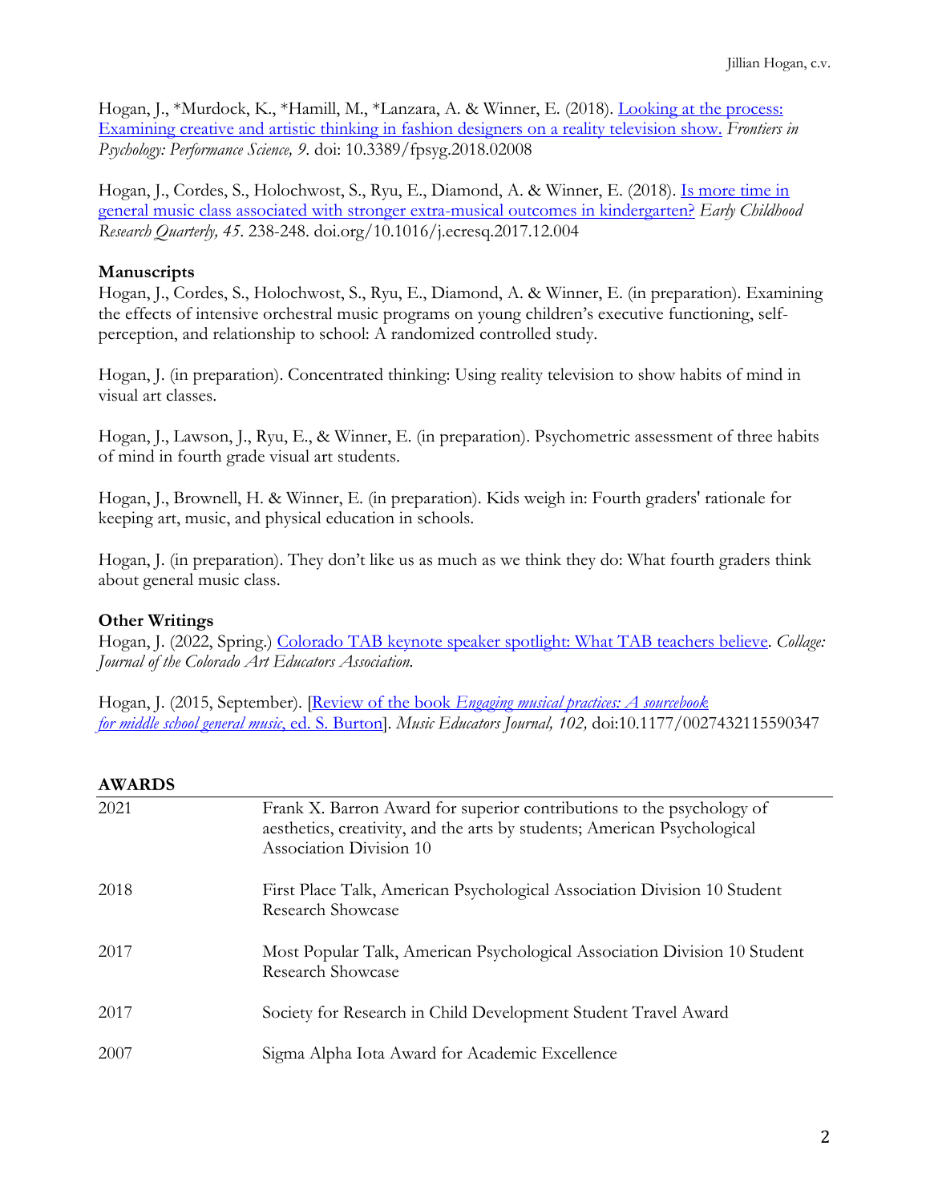Hogan, J., *Murdock, K., *Hamill, M., *Lanzara, A. & Winner, E. (2018). [Looking at the process: Examining creative and artistic thinking in fashion designers on a reality television show.](#) *Frontiers in Psychology: Performance Science, 9.* doi: 10.3389/fpsyg.2018.02008

Hogan, J., Cordes, S., Holochwost, S., Ryu, E., Diamond, A. & Winner, E. (2018). [Is more time in general music class associated with stronger extra-musical outcomes in kindergarten?](#) *Early Childhood Research Quarterly, 45.* 238-248. doi.org/10.1016/j.ecresq.2017.12.004

**Manuscripts**

Hogan, J., Cordes, S., Holochwost, S., Ryu, E., Diamond, A. & Winner, E. (in preparation). Examining the effects of intensive orchestral music programs on young children's executive functioning, self-perception, and relationship to school: A randomized controlled study.

Hogan, J. (in preparation). Concentrated thinking: Using reality television to show habits of mind in visual art classes.

Hogan, J., Lawson, J., Ryu, E., & Winner, E. (in preparation). Psychometric assessment of three habits of mind in fourth grade visual art students.

Hogan, J., Brownell, H. & Winner, E. (in preparation). Kids weigh in: Fourth graders' rationale for keeping art, music, and physical education in schools.

Hogan, J. (in preparation). They don't like us as much as we think they do: What fourth graders think about general music class.

**Other Writings**

Hogan, J. (2022, Spring.) [Colorado TAB keynote speaker spotlight: What TAB teachers believe](#). *Collage: Journal of the Colorado Art Educators Association.*

Hogan, J. (2015, September). [[Review of the book *Engaging musical practices: A sourcebook for middle school general music*, ed. S. Burton](#)]. *Music Educators Journal, 102,* doi:10.1177/0027432115590347

## AWARDS

| | |
|---|---|
| 2021 | Frank X. Barron Award for superior contributions to the psychology of aesthetics, creativity, and the arts by students; American Psychological Association Division 10 |
| 2018 | First Place Talk, American Psychological Association Division 10 Student Research Showcase |
| 2017 | Most Popular Talk, American Psychological Association Division 10 Student Research Showcase |
| 2017 | Society for Research in Child Development Student Travel Award |
| 2007 | Sigma Alpha Iota Award for Academic Excellence |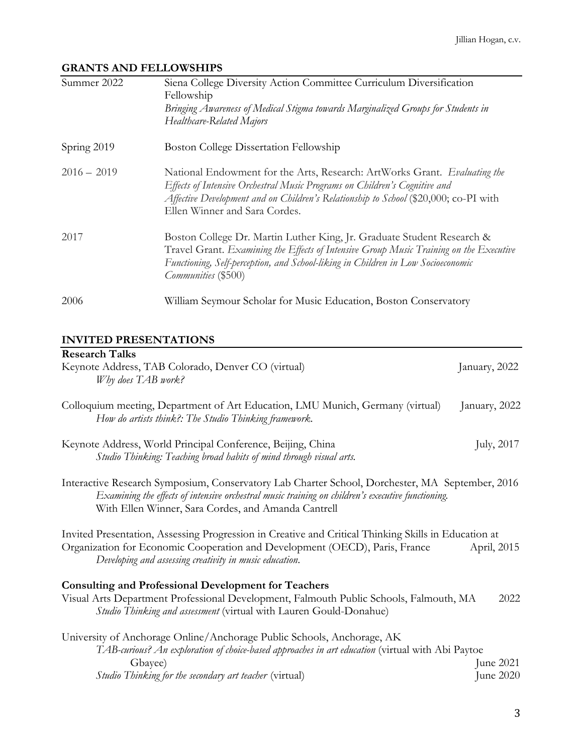## GRANTS AND FELLOWSHIPS

| | |
|---|---|
| Summer 2022 | Siena College Diversity Action Committee Curriculum Diversification Fellowship<br>*Bringing Awareness of Medical Stigma towards Marginalized Groups for Students in Healthcare-Related Majors* |
| Spring 2019 | Boston College Dissertation Fellowship |
| 2016 – 2019 | National Endowment for the Arts, Research: ArtWorks Grant. *Evaluating the Effects of Intensive Orchestral Music Programs on Children's Cognitive and Affective Development and on Children's Relationship to School* ($20,000; co-PI with Ellen Winner and Sara Cordes. |
| 2017 | Boston College Dr. Martin Luther King, Jr. Graduate Student Research & Travel Grant. *Examining the Effects of Intensive Group Music Training on the Executive Functioning, Self-perception, and School-liking in Children in Low Socioeconomic Communities* ($500) |
| 2006 | William Seymour Scholar for Music Education, Boston Conservatory |

## INVITED PRESENTATIONS

### Research Talks

Keynote Address, TAB Colorado, Denver CO (virtual) — January, 2022
*Why does TAB work?*

Colloquium meeting, Department of Art Education, LMU Munich, Germany (virtual) — January, 2022
*How do artists think?: The Studio Thinking framework.*

Keynote Address, World Principal Conference, Beijing, China — July, 2017
*Studio Thinking: Teaching broad habits of mind through visual arts.*

Interactive Research Symposium, Conservatory Lab Charter School, Dorchester, MA — September, 2016
*Examining the effects of intensive orchestral music training on children's executive functioning.*
With Ellen Winner, Sara Cordes, and Amanda Cantrell

Invited Presentation, Assessing Progression in Creative and Critical Thinking Skills in Education at Organization for Economic Cooperation and Development (OECD), Paris, France — April, 2015
*Developing and assessing creativity in music education.*

### Consulting and Professional Development for Teachers

Visual Arts Department Professional Development, Falmouth Public Schools, Falmouth, MA — 2022
*Studio Thinking and assessment* (virtual with Lauren Gould-Donahue)

University of Anchorage Online/Anchorage Public Schools, Anchorage, AK
*TAB-curious? An exploration of choice-based approaches in art education* (virtual with Abi Paytoe Gbayee) — June 2021
*Studio Thinking for the secondary art teacher* (virtual) — June 2020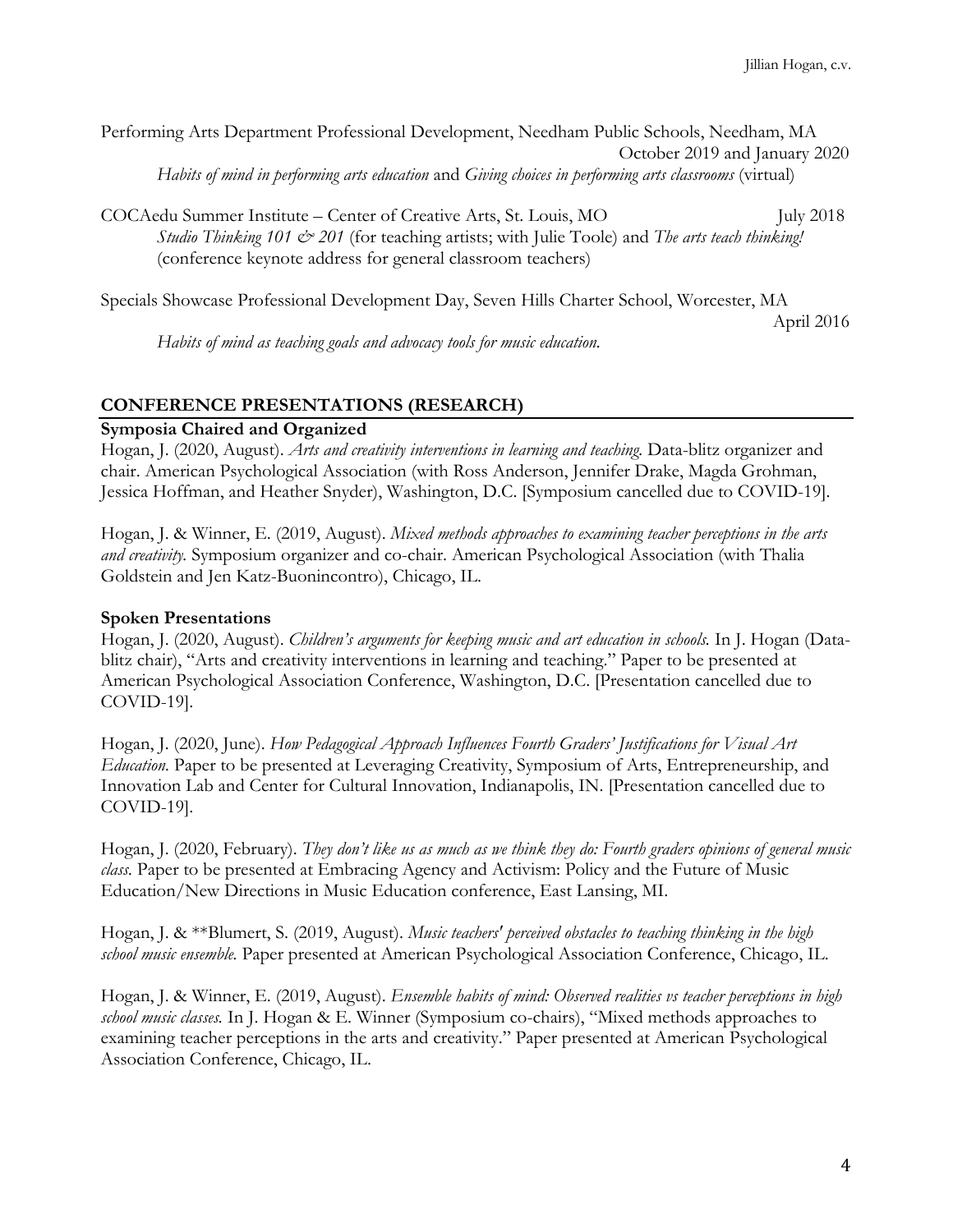Performing Arts Department Professional Development, Needham Public Schools, Needham, MA
October 2019 and January 2020
*Habits of mind in performing arts education* and *Giving choices in performing arts classrooms* (virtual)

COCAedu Summer Institute – Center of Creative Arts, St. Louis, MO July 2018
*Studio Thinking 101 & 201* (for teaching artists; with Julie Toole) and *The arts teach thinking!* (conference keynote address for general classroom teachers)

Specials Showcase Professional Development Day, Seven Hills Charter School, Worcester, MA
April 2016
*Habits of mind as teaching goals and advocacy tools for music education.*

## CONFERENCE PRESENTATIONS (RESEARCH)

### Symposia Chaired and Organized

Hogan, J. (2020, August). *Arts and creativity interventions in learning and teaching.* Data-blitz organizer and chair. American Psychological Association (with Ross Anderson, Jennifer Drake, Magda Grohman, Jessica Hoffman, and Heather Snyder), Washington, D.C. [Symposium cancelled due to COVID-19].

Hogan, J. & Winner, E. (2019, August). *Mixed methods approaches to examining teacher perceptions in the arts and creativity.* Symposium organizer and co-chair. American Psychological Association (with Thalia Goldstein and Jen Katz-Buonincontro), Chicago, IL.

### Spoken Presentations

Hogan, J. (2020, August). *Children's arguments for keeping music and art education in schools.* In J. Hogan (Data-blitz chair), "Arts and creativity interventions in learning and teaching." Paper to be presented at American Psychological Association Conference, Washington, D.C. [Presentation cancelled due to COVID-19].

Hogan, J. (2020, June). *How Pedagogical Approach Influences Fourth Graders' Justifications for Visual Art Education.* Paper to be presented at Leveraging Creativity, Symposium of Arts, Entrepreneurship, and Innovation Lab and Center for Cultural Innovation, Indianapolis, IN. [Presentation cancelled due to COVID-19].

Hogan, J. (2020, February). *They don't like us as much as we think they do: Fourth graders opinions of general music class.* Paper to be presented at Embracing Agency and Activism: Policy and the Future of Music Education/New Directions in Music Education conference, East Lansing, MI.

Hogan, J. & **Blumert, S. (2019, August). *Music teachers' perceived obstacles to teaching thinking in the high school music ensemble.* Paper presented at American Psychological Association Conference, Chicago, IL.

Hogan, J. & Winner, E. (2019, August). *Ensemble habits of mind: Observed realities vs teacher perceptions in high school music classes.* In J. Hogan & E. Winner (Symposium co-chairs), "Mixed methods approaches to examining teacher perceptions in the arts and creativity." Paper presented at American Psychological Association Conference, Chicago, IL.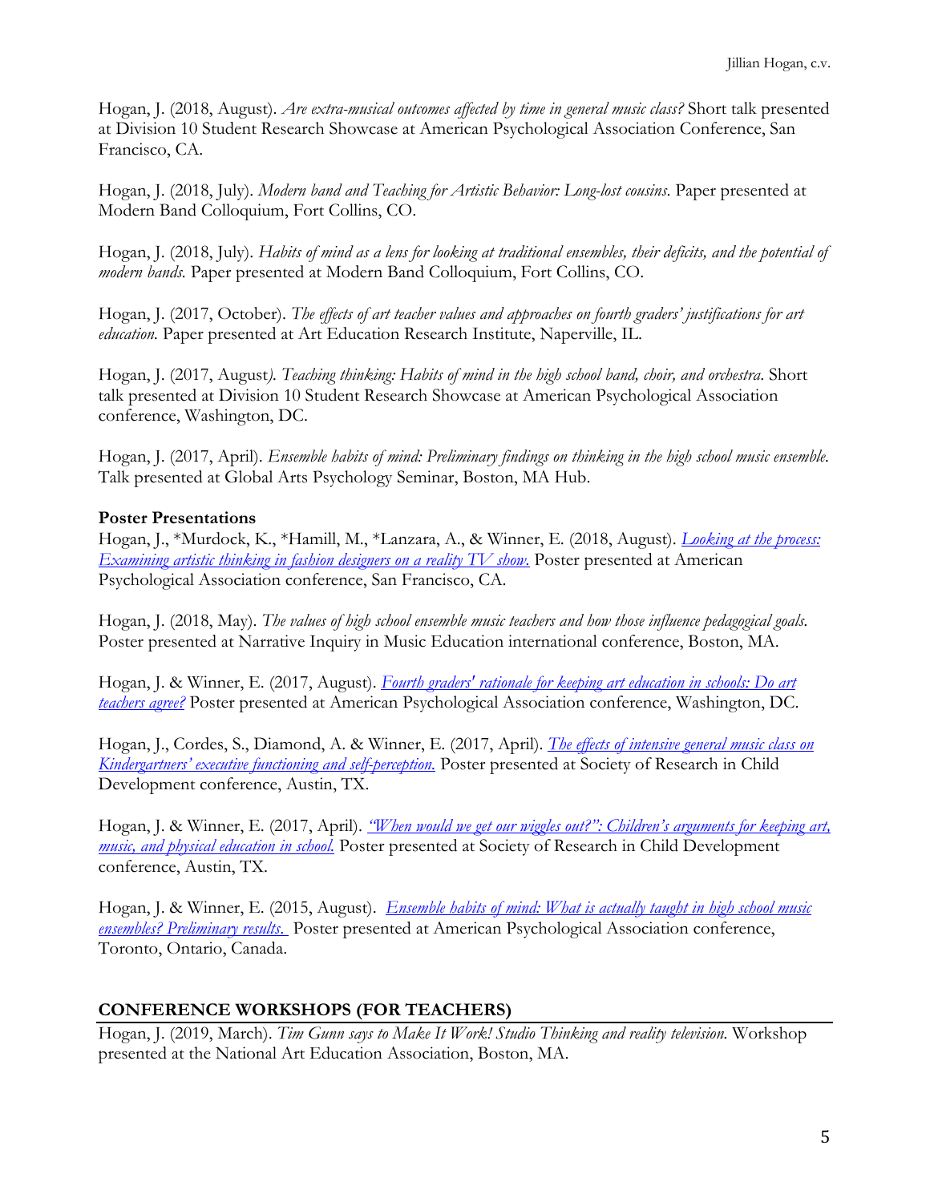Hogan, J. (2018, August). *Are extra-musical outcomes affected by time in general music class?* Short talk presented at Division 10 Student Research Showcase at American Psychological Association Conference, San Francisco, CA.

Hogan, J. (2018, July). *Modern band and Teaching for Artistic Behavior: Long-lost cousins.* Paper presented at Modern Band Colloquium, Fort Collins, CO.

Hogan, J. (2018, July). *Habits of mind as a lens for looking at traditional ensembles, their deficits, and the potential of modern bands.* Paper presented at Modern Band Colloquium, Fort Collins, CO.

Hogan, J. (2017, October). *The effects of art teacher values and approaches on fourth graders' justifications for art education.* Paper presented at Art Education Research Institute, Naperville, IL.

Hogan, J. (2017, August*). Teaching thinking: Habits of mind in the high school band, choir, and orchestra.* Short talk presented at Division 10 Student Research Showcase at American Psychological Association conference, Washington, DC.

Hogan, J. (2017, April). *Ensemble habits of mind: Preliminary findings on thinking in the high school music ensemble.* Talk presented at Global Arts Psychology Seminar, Boston, MA Hub.

**Poster Presentations**

Hogan, J., *Murdock, K., *Hamill, M., *Lanzara, A., & Winner, E. (2018, August). *Looking at the process: Examining artistic thinking in fashion designers on a reality TV show.* Poster presented at American Psychological Association conference, San Francisco, CA.

Hogan, J. (2018, May). *The values of high school ensemble music teachers and how those influence pedagogical goals.* Poster presented at Narrative Inquiry in Music Education international conference, Boston, MA.

Hogan, J. & Winner, E. (2017, August). *Fourth graders' rationale for keeping art education in schools: Do art teachers agree?* Poster presented at American Psychological Association conference, Washington, DC.

Hogan, J., Cordes, S., Diamond, A. & Winner, E. (2017, April). *The effects of intensive general music class on Kindergartners' executive functioning and self-perception.* Poster presented at Society of Research in Child Development conference, Austin, TX.

Hogan, J. & Winner, E. (2017, April). *"When would we get our wiggles out?": Children's arguments for keeping art, music, and physical education in school.* Poster presented at Society of Research in Child Development conference, Austin, TX.

Hogan, J. & Winner, E. (2015, August). *Ensemble habits of mind: What is actually taught in high school music ensembles? Preliminary results.* Poster presented at American Psychological Association conference, Toronto, Ontario, Canada.

## CONFERENCE WORKSHOPS (FOR TEACHERS)

Hogan, J. (2019, March). *Tim Gunn says to Make It Work! Studio Thinking and reality television.* Workshop presented at the National Art Education Association, Boston, MA.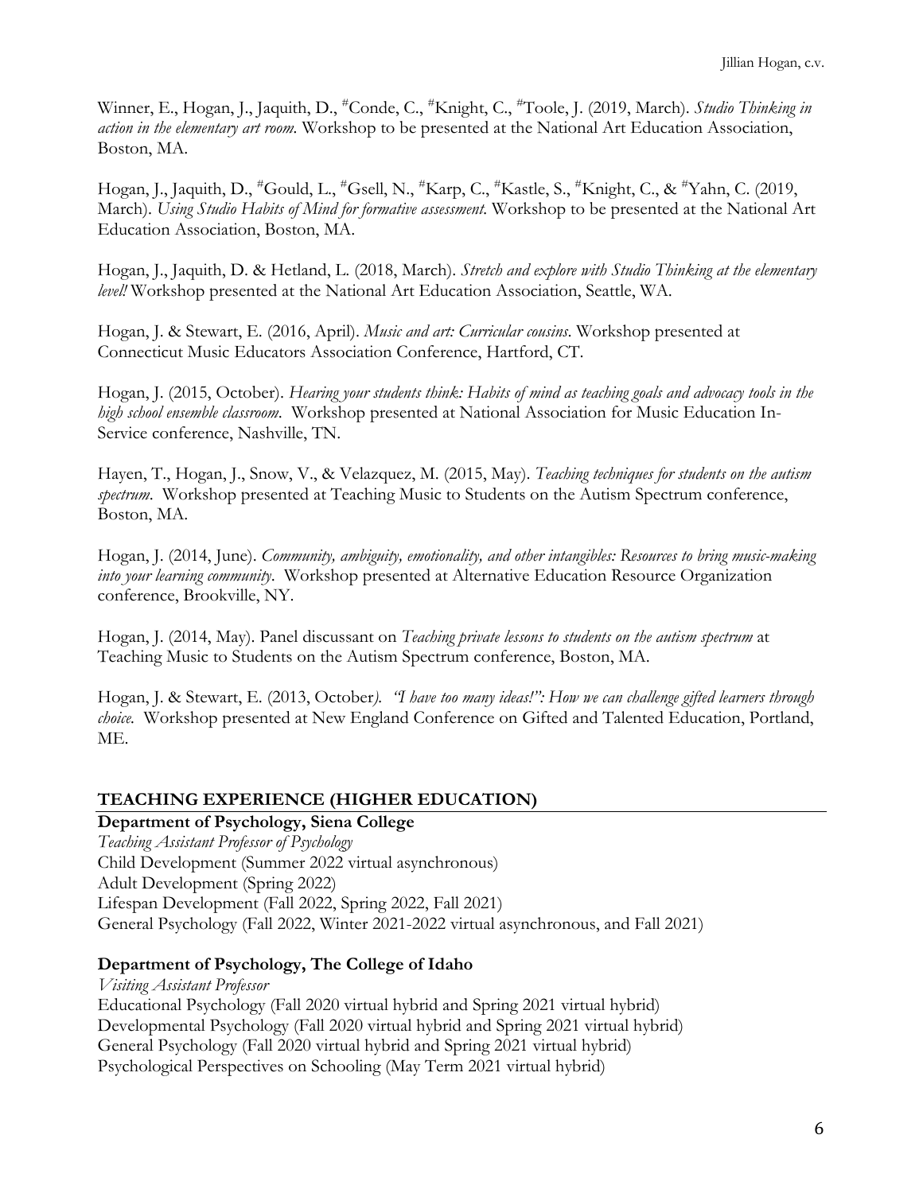Winner, E., Hogan, J., Jaquith, D., #Conde, C., #Knight, C., #Toole, J. (2019, March). *Studio Thinking in action in the elementary art room.* Workshop to be presented at the National Art Education Association, Boston, MA.

Hogan, J., Jaquith, D., #Gould, L., #Gsell, N., #Karp, C., #Kastle, S., #Knight, C., & #Yahn, C. (2019, March). *Using Studio Habits of Mind for formative assessment.* Workshop to be presented at the National Art Education Association, Boston, MA.

Hogan, J., Jaquith, D. & Hetland, L. (2018, March). *Stretch and explore with Studio Thinking at the elementary level!* Workshop presented at the National Art Education Association, Seattle, WA.

Hogan, J. & Stewart, E. (2016, April). *Music and art: Curricular cousins*. Workshop presented at Connecticut Music Educators Association Conference, Hartford, CT.

Hogan, J. (2015, October). *Hearing your students think: Habits of mind as teaching goals and advocacy tools in the high school ensemble classroom.* Workshop presented at National Association for Music Education In-Service conference, Nashville, TN.

Hayen, T., Hogan, J., Snow, V., & Velazquez, M. (2015, May). *Teaching techniques for students on the autism spectrum*. Workshop presented at Teaching Music to Students on the Autism Spectrum conference, Boston, MA.

Hogan, J. (2014, June). *Community, ambiguity, emotionality, and other intangibles: Resources to bring music-making into your learning community*. Workshop presented at Alternative Education Resource Organization conference, Brookville, NY.

Hogan, J. (2014, May). Panel discussant on *Teaching private lessons to students on the autism spectrum* at Teaching Music to Students on the Autism Spectrum conference, Boston, MA.

Hogan, J. & Stewart, E. (2013, October). *"I have too many ideas!": How we can challenge gifted learners through choice.* Workshop presented at New England Conference on Gifted and Talented Education, Portland, ME.

## TEACHING EXPERIENCE (HIGHER EDUCATION)

**Department of Psychology, Siena College**
*Teaching Assistant Professor of Psychology*
Child Development (Summer 2022 virtual asynchronous)
Adult Development (Spring 2022)
Lifespan Development (Fall 2022, Spring 2022, Fall 2021)
General Psychology (Fall 2022, Winter 2021-2022 virtual asynchronous, and Fall 2021)

**Department of Psychology, The College of Idaho**
*Visiting Assistant Professor*
Educational Psychology (Fall 2020 virtual hybrid and Spring 2021 virtual hybrid)
Developmental Psychology (Fall 2020 virtual hybrid and Spring 2021 virtual hybrid)
General Psychology (Fall 2020 virtual hybrid and Spring 2021 virtual hybrid)
Psychological Perspectives on Schooling (May Term 2021 virtual hybrid)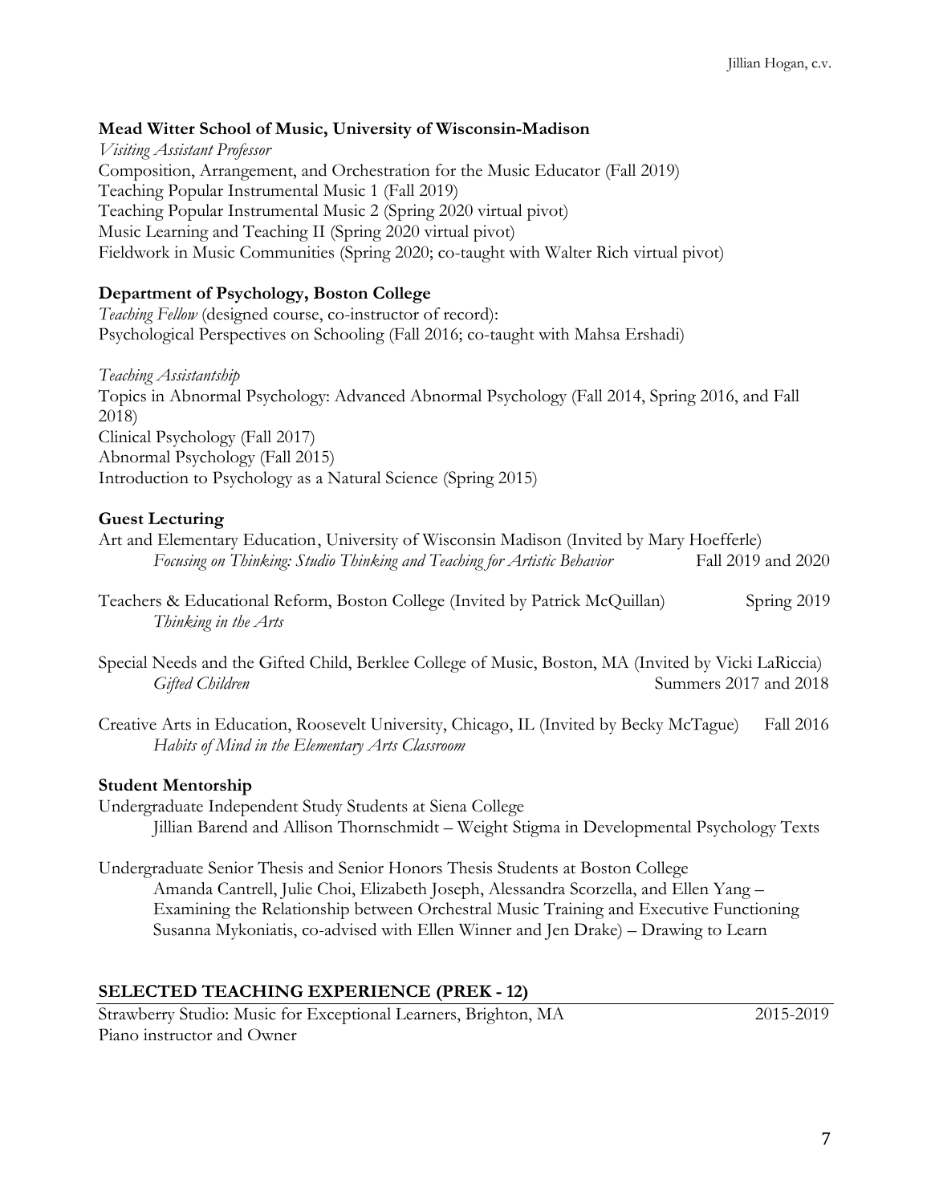**Mead Witter School of Music, University of Wisconsin-Madison**

*Visiting Assistant Professor*

Composition, Arrangement, and Orchestration for the Music Educator (Fall 2019)
Teaching Popular Instrumental Music 1 (Fall 2019)
Teaching Popular Instrumental Music 2 (Spring 2020 virtual pivot)
Music Learning and Teaching II (Spring 2020 virtual pivot)
Fieldwork in Music Communities (Spring 2020; co-taught with Walter Rich virtual pivot)

**Department of Psychology, Boston College**

*Teaching Fellow* (designed course, co-instructor of record):
Psychological Perspectives on Schooling (Fall 2016; co-taught with Mahsa Ershadi)

*Teaching Assistantship*

Topics in Abnormal Psychology: Advanced Abnormal Psychology (Fall 2014, Spring 2016, and Fall 2018)
Clinical Psychology (Fall 2017)
Abnormal Psychology (Fall 2015)
Introduction to Psychology as a Natural Science (Spring 2015)

**Guest Lecturing**

Art and Elementary Education, University of Wisconsin Madison (Invited by Mary Hoefferle)
*Focusing on Thinking: Studio Thinking and Teaching for Artistic Behavior* — Fall 2019 and 2020

Teachers & Educational Reform, Boston College (Invited by Patrick McQuillan) — Spring 2019
*Thinking in the Arts*

Special Needs and the Gifted Child, Berklee College of Music, Boston, MA (Invited by Vicki LaRiccia)
*Gifted Children* — Summers 2017 and 2018

Creative Arts in Education, Roosevelt University, Chicago, IL (Invited by Becky McTague) — Fall 2016
*Habits of Mind in the Elementary Arts Classroom*

**Student Mentorship**

Undergraduate Independent Study Students at Siena College
Jillian Barend and Allison Thornschmidt – Weight Stigma in Developmental Psychology Texts

Undergraduate Senior Thesis and Senior Honors Thesis Students at Boston College
Amanda Cantrell, Julie Choi, Elizabeth Joseph, Alessandra Scorzella, and Ellen Yang – Examining the Relationship between Orchestral Music Training and Executive Functioning
Susanna Mykoniatis, co-advised with Ellen Winner and Jen Drake) – Drawing to Learn

## SELECTED TEACHING EXPERIENCE (PREK - 12)

Strawberry Studio: Music for Exceptional Learners, Brighton, MA — 2015-2019
Piano instructor and Owner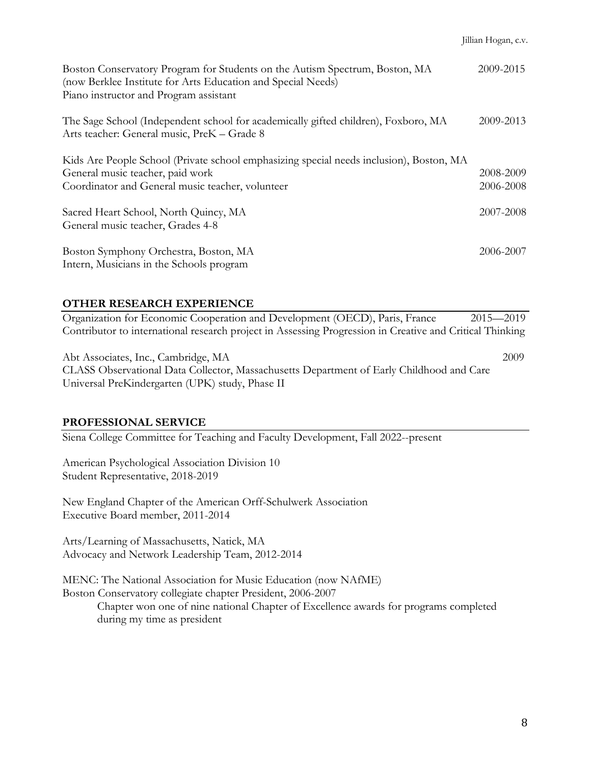Boston Conservatory Program for Students on the Autism Spectrum, Boston, MA — 2009-2015
(now Berklee Institute for Arts Education and Special Needs)
Piano instructor and Program assistant

The Sage School (Independent school for academically gifted children), Foxboro, MA — 2009-2013
Arts teacher: General music, PreK – Grade 8

Kids Are People School (Private school emphasizing special needs inclusion), Boston, MA
General music teacher, paid work — 2008-2009
Coordinator and General music teacher, volunteer — 2006-2008

Sacred Heart School, North Quincy, MA — 2007-2008
General music teacher, Grades 4-8

Boston Symphony Orchestra, Boston, MA — 2006-2007
Intern, Musicians in the Schools program

## OTHER RESEARCH EXPERIENCE

Organization for Economic Cooperation and Development (OECD), Paris, France — 2015—2019
Contributor to international research project in Assessing Progression in Creative and Critical Thinking

Abt Associates, Inc., Cambridge, MA — 2009
CLASS Observational Data Collector, Massachusetts Department of Early Childhood and Care Universal PreKindergarten (UPK) study, Phase II

## PROFESSIONAL SERVICE

Siena College Committee for Teaching and Faculty Development, Fall 2022--present

American Psychological Association Division 10
Student Representative, 2018-2019

New England Chapter of the American Orff-Schulwerk Association
Executive Board member, 2011-2014

Arts/Learning of Massachusetts, Natick, MA
Advocacy and Network Leadership Team, 2012-2014

MENC: The National Association for Music Education (now NAfME)
Boston Conservatory collegiate chapter President, 2006-2007

> Chapter won one of nine national Chapter of Excellence awards for programs completed during my time as president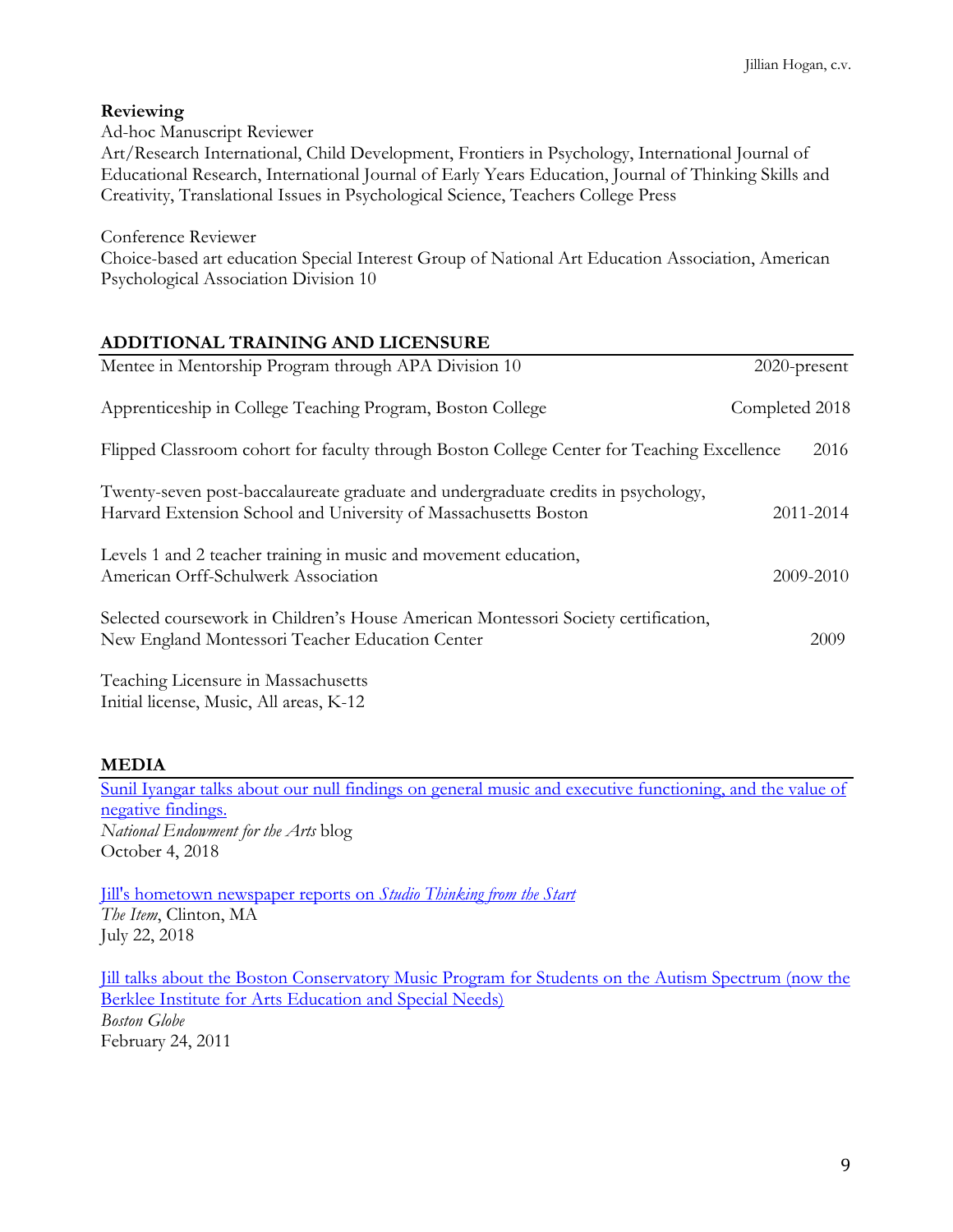**Reviewing**

Ad-hoc Manuscript Reviewer
Art/Research International, Child Development, Frontiers in Psychology, International Journal of Educational Research, International Journal of Early Years Education, Journal of Thinking Skills and Creativity, Translational Issues in Psychological Science, Teachers College Press

Conference Reviewer
Choice-based art education Special Interest Group of National Art Education Association, American Psychological Association Division 10

## ADDITIONAL TRAINING AND LICENSURE

Mentee in Mentorship Program through APA Division 10 — 2020-present

Apprenticeship in College Teaching Program, Boston College — Completed 2018

Flipped Classroom cohort for faculty through Boston College Center for Teaching Excellence — 2016

Twenty-seven post-baccalaureate graduate and undergraduate credits in psychology, Harvard Extension School and University of Massachusetts Boston — 2011-2014

Levels 1 and 2 teacher training in music and movement education, American Orff-Schulwerk Association — 2009-2010

Selected coursework in Children's House American Montessori Society certification, New England Montessori Teacher Education Center — 2009

Teaching Licensure in Massachusetts
Initial license, Music, All areas, K-12

## MEDIA

Sunil Iyangar talks about our null findings on general music and executive functioning, and the value of negative findings.
*National Endowment for the Arts* blog
October 4, 2018

Jill's hometown newspaper reports on *Studio Thinking from the Start*
*The Item*, Clinton, MA
July 22, 2018

Jill talks about the Boston Conservatory Music Program for Students on the Autism Spectrum (now the Berklee Institute for Arts Education and Special Needs)
*Boston Globe*
February 24, 2011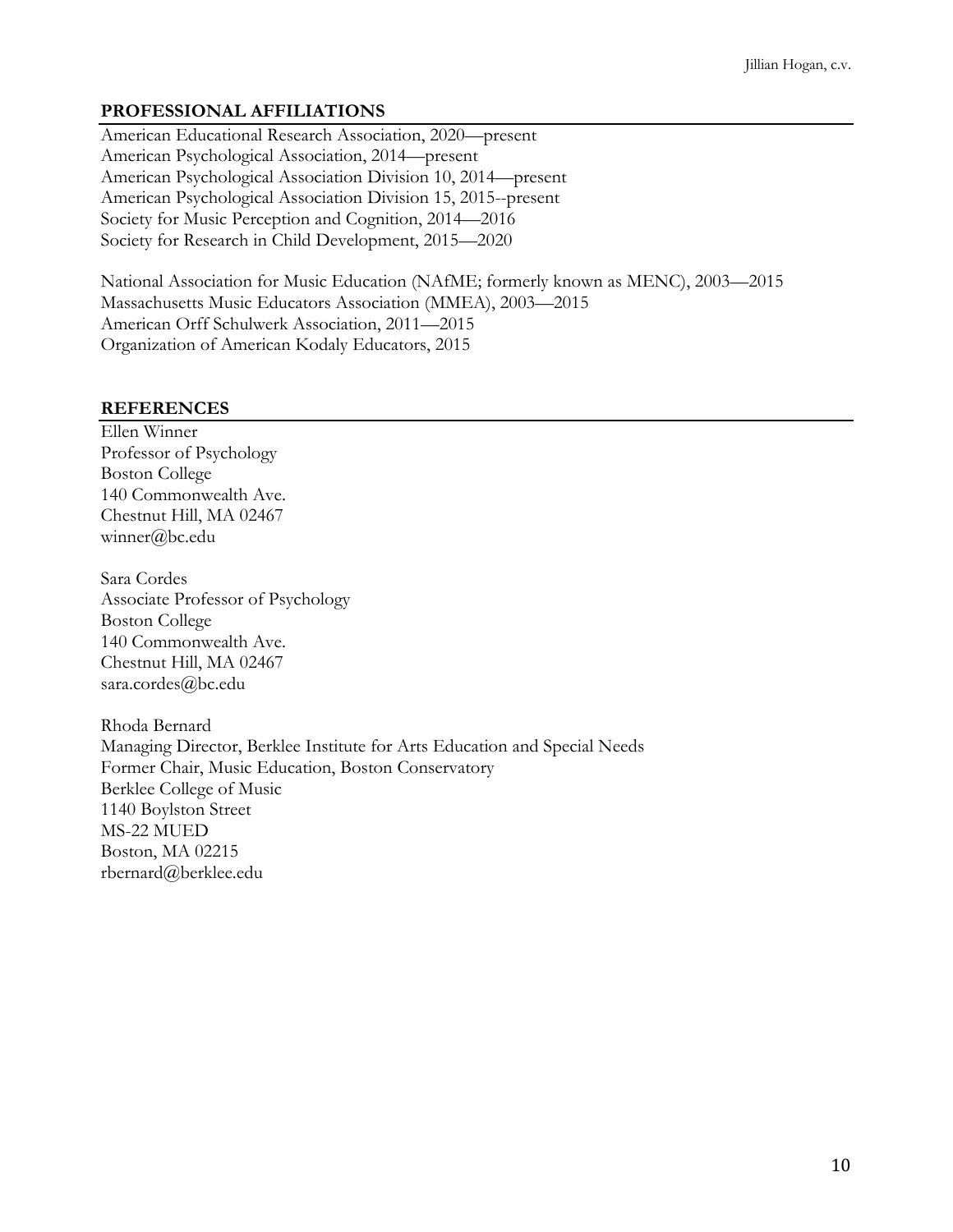## PROFESSIONAL AFFILIATIONS

American Educational Research Association, 2020—present
American Psychological Association, 2014—present
American Psychological Association Division 10, 2014—present
American Psychological Association Division 15, 2015--present
Society for Music Perception and Cognition, 2014—2016
Society for Research in Child Development, 2015—2020

National Association for Music Education (NAfME; formerly known as MENC), 2003—2015
Massachusetts Music Educators Association (MMEA), 2003—2015
American Orff Schulwerk Association, 2011—2015
Organization of American Kodaly Educators, 2015

## REFERENCES

Ellen Winner
Professor of Psychology
Boston College
140 Commonwealth Ave.
Chestnut Hill, MA 02467
winner@bc.edu

Sara Cordes
Associate Professor of Psychology
Boston College
140 Commonwealth Ave.
Chestnut Hill, MA 02467
sara.cordes@bc.edu

Rhoda Bernard
Managing Director, Berklee Institute for Arts Education and Special Needs
Former Chair, Music Education, Boston Conservatory
Berklee College of Music
1140 Boylston Street
MS-22 MUED
Boston, MA 02215
rbernard@berklee.edu